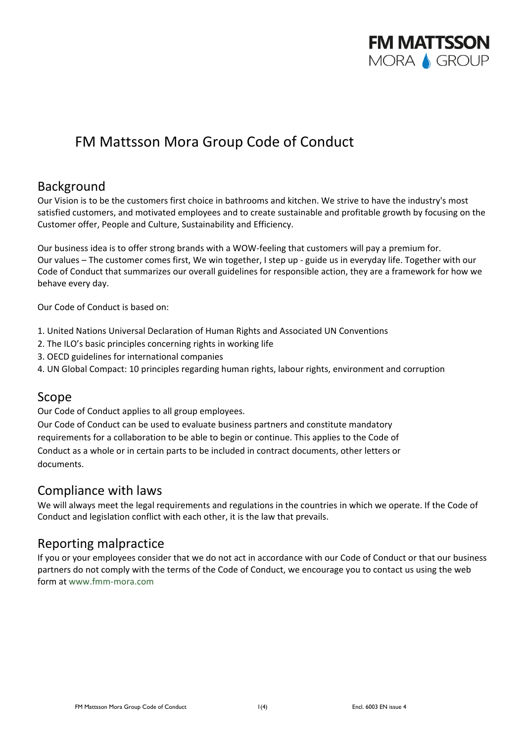# FM Mattsson Mora Group Code of Conduct

## Background

Our Vision is to be the customers first choice in bathrooms and kitchen. We strive to have the industry's most satisfied customers, and motivated employees and to create sustainable and profitable growth by focusing on the Customer offer, People and Culture, Sustainability and Efficiency.

Our business idea is to offer strong brands with a WOW-feeling that customers will pay a premium for. Our values – The customer comes first, We win together, I step up - guide us in everyday life. Together with our Code of Conduct that summarizes our overall guidelines for responsible action, they are a framework for how we behave every day.

Our Code of Conduct is based on:

1. United Nations Universal Declaration of Human Rights and Associated UN Conventions
2. The ILO's basic principles concerning rights in working life
3. OECD guidelines for international companies
4. UN Global Compact: 10 principles regarding human rights, labour rights, environment and corruption

## Scope

Our Code of Conduct applies to all group employees.
Our Code of Conduct can be used to evaluate business partners and constitute mandatory requirements for a collaboration to be able to begin or continue. This applies to the Code of Conduct as a whole or in certain parts to be included in contract documents, other letters or documents.

## Compliance with laws

We will always meet the legal requirements and regulations in the countries in which we operate. If the Code of Conduct and legislation conflict with each other, it is the law that prevails.

## Reporting malpractice

If you or your employees consider that we do not act in accordance with our Code of Conduct or that our business partners do not comply with the terms of the Code of Conduct, we encourage you to contact us using the web form at www.fmm-mora.com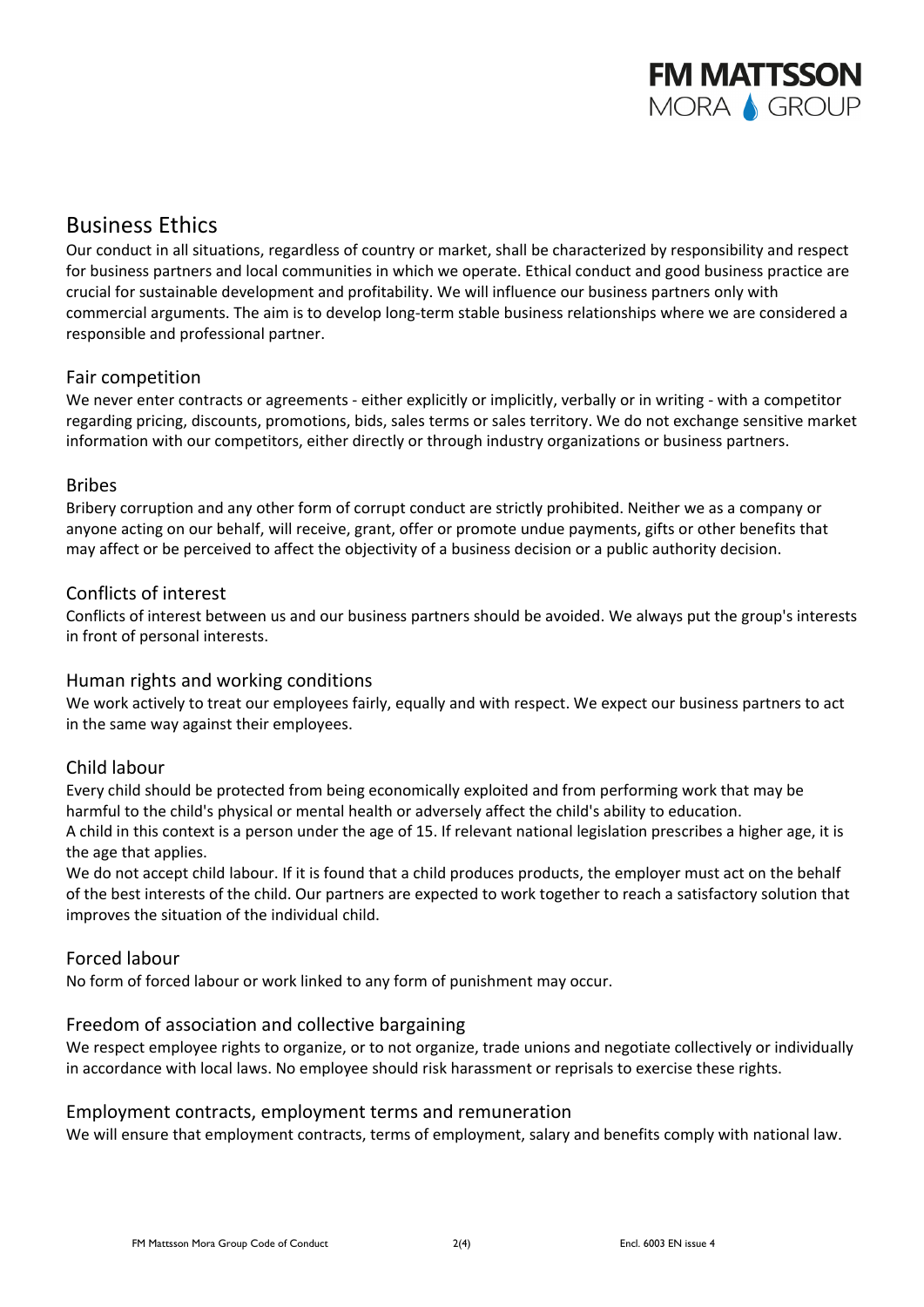## Business Ethics

Our conduct in all situations, regardless of country or market, shall be characterized by responsibility and respect for business partners and local communities in which we operate. Ethical conduct and good business practice are crucial for sustainable development and profitability. We will influence our business partners only with commercial arguments. The aim is to develop long-term stable business relationships where we are considered a responsible and professional partner.

### Fair competition

We never enter contracts or agreements - either explicitly or implicitly, verbally or in writing - with a competitor regarding pricing, discounts, promotions, bids, sales terms or sales territory. We do not exchange sensitive market information with our competitors, either directly or through industry organizations or business partners.

### Bribes

Bribery corruption and any other form of corrupt conduct are strictly prohibited. Neither we as a company or anyone acting on our behalf, will receive, grant, offer or promote undue payments, gifts or other benefits that may affect or be perceived to affect the objectivity of a business decision or a public authority decision.

### Conflicts of interest

Conflicts of interest between us and our business partners should be avoided. We always put the group's interests in front of personal interests.

### Human rights and working conditions

We work actively to treat our employees fairly, equally and with respect. We expect our business partners to act in the same way against their employees.

### Child labour

Every child should be protected from being economically exploited and from performing work that may be harmful to the child's physical or mental health or adversely affect the child's ability to education.

A child in this context is a person under the age of 15. If relevant national legislation prescribes a higher age, it is the age that applies.

We do not accept child labour. If it is found that a child produces products, the employer must act on the behalf of the best interests of the child. Our partners are expected to work together to reach a satisfactory solution that improves the situation of the individual child.

### Forced labour

No form of forced labour or work linked to any form of punishment may occur.

### Freedom of association and collective bargaining

We respect employee rights to organize, or to not organize, trade unions and negotiate collectively or individually in accordance with local laws. No employee should risk harassment or reprisals to exercise these rights.

### Employment contracts, employment terms and remuneration

We will ensure that employment contracts, terms of employment, salary and benefits comply with national law.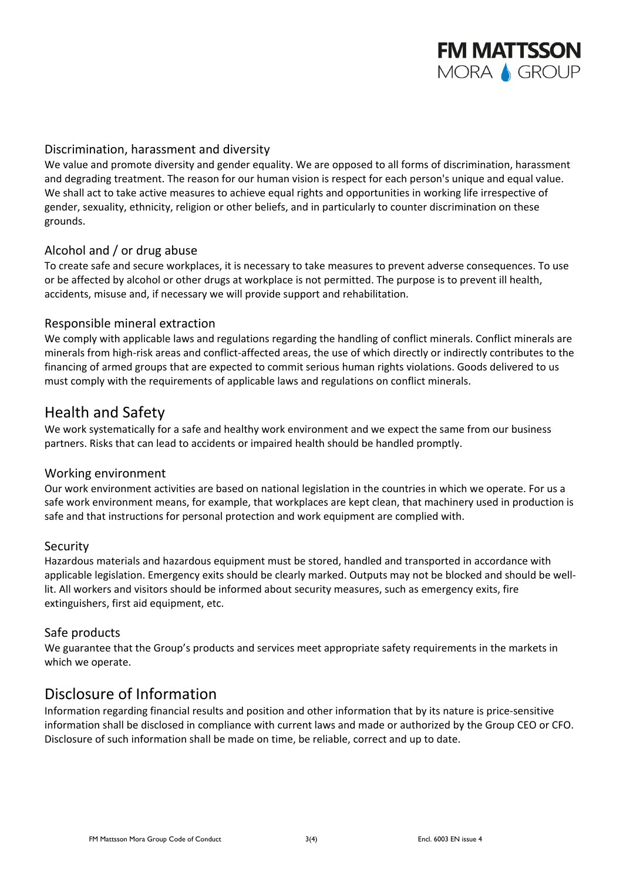### Discrimination, harassment and diversity

We value and promote diversity and gender equality. We are opposed to all forms of discrimination, harassment and degrading treatment. The reason for our human vision is respect for each person's unique and equal value. We shall act to take active measures to achieve equal rights and opportunities in working life irrespective of gender, sexuality, ethnicity, religion or other beliefs, and in particularly to counter discrimination on these grounds.

### Alcohol and / or drug abuse

To create safe and secure workplaces, it is necessary to take measures to prevent adverse consequences. To use or be affected by alcohol or other drugs at workplace is not permitted. The purpose is to prevent ill health, accidents, misuse and, if necessary we will provide support and rehabilitation.

### Responsible mineral extraction

We comply with applicable laws and regulations regarding the handling of conflict minerals. Conflict minerals are minerals from high-risk areas and conflict-affected areas, the use of which directly or indirectly contributes to the financing of armed groups that are expected to commit serious human rights violations. Goods delivered to us must comply with the requirements of applicable laws and regulations on conflict minerals.

## Health and Safety

We work systematically for a safe and healthy work environment and we expect the same from our business partners. Risks that can lead to accidents or impaired health should be handled promptly.

### Working environment

Our work environment activities are based on national legislation in the countries in which we operate. For us a safe work environment means, for example, that workplaces are kept clean, that machinery used in production is safe and that instructions for personal protection and work equipment are complied with.

### Security

Hazardous materials and hazardous equipment must be stored, handled and transported in accordance with applicable legislation. Emergency exits should be clearly marked. Outputs may not be blocked and should be well-lit. All workers and visitors should be informed about security measures, such as emergency exits, fire extinguishers, first aid equipment, etc.

### Safe products

We guarantee that the Group's products and services meet appropriate safety requirements in the markets in which we operate.

## Disclosure of Information

Information regarding financial results and position and other information that by its nature is price-sensitive information shall be disclosed in compliance with current laws and made or authorized by the Group CEO or CFO. Disclosure of such information shall be made on time, be reliable, correct and up to date.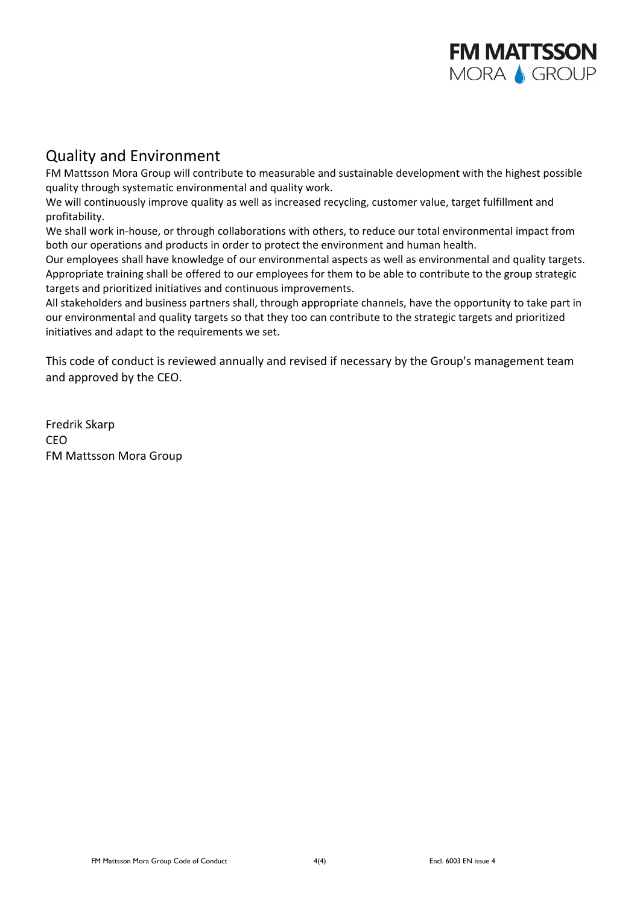## Quality and Environment

FM Mattsson Mora Group will contribute to measurable and sustainable development with the highest possible quality through systematic environmental and quality work.

We will continuously improve quality as well as increased recycling, customer value, target fulfillment and profitability.

We shall work in-house, or through collaborations with others, to reduce our total environmental impact from both our operations and products in order to protect the environment and human health.

Our employees shall have knowledge of our environmental aspects as well as environmental and quality targets. Appropriate training shall be offered to our employees for them to be able to contribute to the group strategic targets and prioritized initiatives and continuous improvements.

All stakeholders and business partners shall, through appropriate channels, have the opportunity to take part in our environmental and quality targets so that they too can contribute to the strategic targets and prioritized initiatives and adapt to the requirements we set.

This code of conduct is reviewed annually and revised if necessary by the Group's management team and approved by the CEO.

Fredrik Skarp  
CEO  
FM Mattsson Mora Group